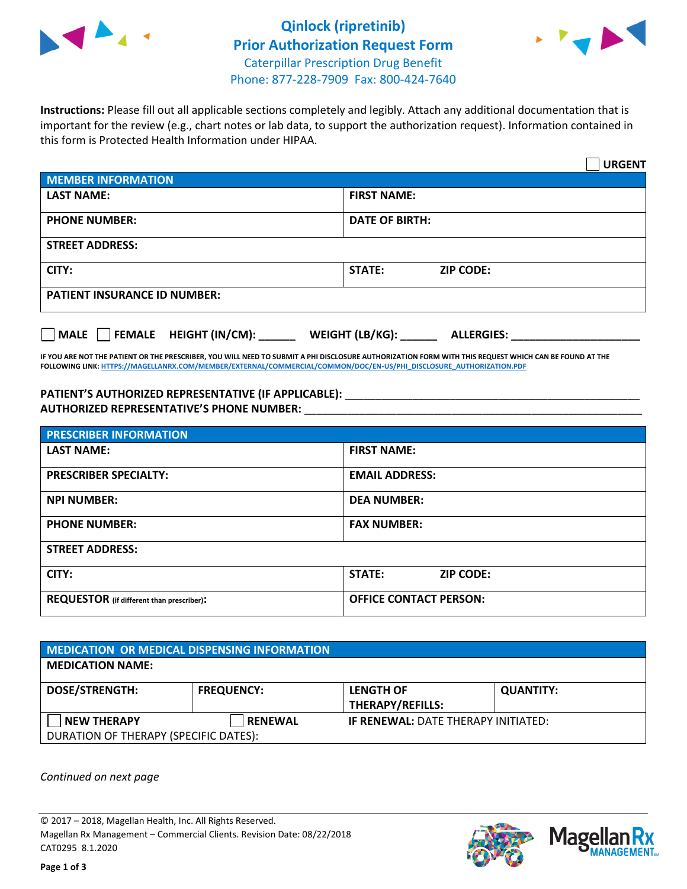# Qinlock (ripretinib)
## Prior Authorization Request Form
Caterpillar Prescription Drug Benefit
Phone: 877-228-7909 Fax: 800-424-7640

**Instructions:** Please fill out all applicable sections completely and legibly. Attach any additional documentation that is important for the review (e.g., chart notes or lab data, to support the authorization request). Information contained in this form is Protected Health Information under HIPAA.

☐ **URGENT**

| MEMBER INFORMATION | |
|---|---|
| **LAST NAME:** | **FIRST NAME:** |
| **PHONE NUMBER:** | **DATE OF BIRTH:** |
| **STREET ADDRESS:** | |
| **CITY:** | **STATE:** **ZIP CODE:** |
| **PATIENT INSURANCE ID NUMBER:** | |

☐ **MALE** ☐ **FEMALE** **HEIGHT (IN/CM):** ______ **WEIGHT (LB/KG):** ______ **ALLERGIES:** ____________________

**IF YOU ARE NOT THE PATIENT OR THE PRESCRIBER, YOU WILL NEED TO SUBMIT A PHI DISCLOSURE AUTHORIZATION FORM WITH THIS REQUEST WHICH CAN BE FOUND AT THE FOLLOWING LINK: HTTPS://MAGELLANRX.COM/MEMBER/EXTERNAL/COMMERCIAL/COMMON/DOC/EN-US/PHI_DISCLOSURE_AUTHORIZATION.PDF**

**PATIENT'S AUTHORIZED REPRESENTATIVE (IF APPLICABLE):** ____________________________________________
**AUTHORIZED REPRESENTATIVE'S PHONE NUMBER:** ____________________________________________

| PRESCRIBER INFORMATION | |
|---|---|
| **LAST NAME:** | **FIRST NAME:** |
| **PRESCRIBER SPECIALTY:** | **EMAIL ADDRESS:** |
| **NPI NUMBER:** | **DEA NUMBER:** |
| **PHONE NUMBER:** | **FAX NUMBER:** |
| **STREET ADDRESS:** | |
| **CITY:** | **STATE:** **ZIP CODE:** |
| **REQUESTOR** (if different than prescriber)**:** | **OFFICE CONTACT PERSON:** |

| MEDICATION OR MEDICAL DISPENSING INFORMATION | | | |
|---|---|---|---|
| **MEDICATION NAME:** | | | |
| **DOSE/STRENGTH:** | **FREQUENCY:** | **LENGTH OF THERAPY/REFILLS:** | **QUANTITY:** |
| ☐ **NEW THERAPY** | ☐ **RENEWAL** | **IF RENEWAL:** DATE THERAPY INITIATED: | |
| DURATION OF THERAPY (SPECIFIC DATES): | | | |

*Continued on next page*

© 2017 – 2018, Magellan Health, Inc. All Rights Reserved.
Magellan Rx Management – Commercial Clients. Revision Date: 08/22/2018
CAT0295 8.1.2020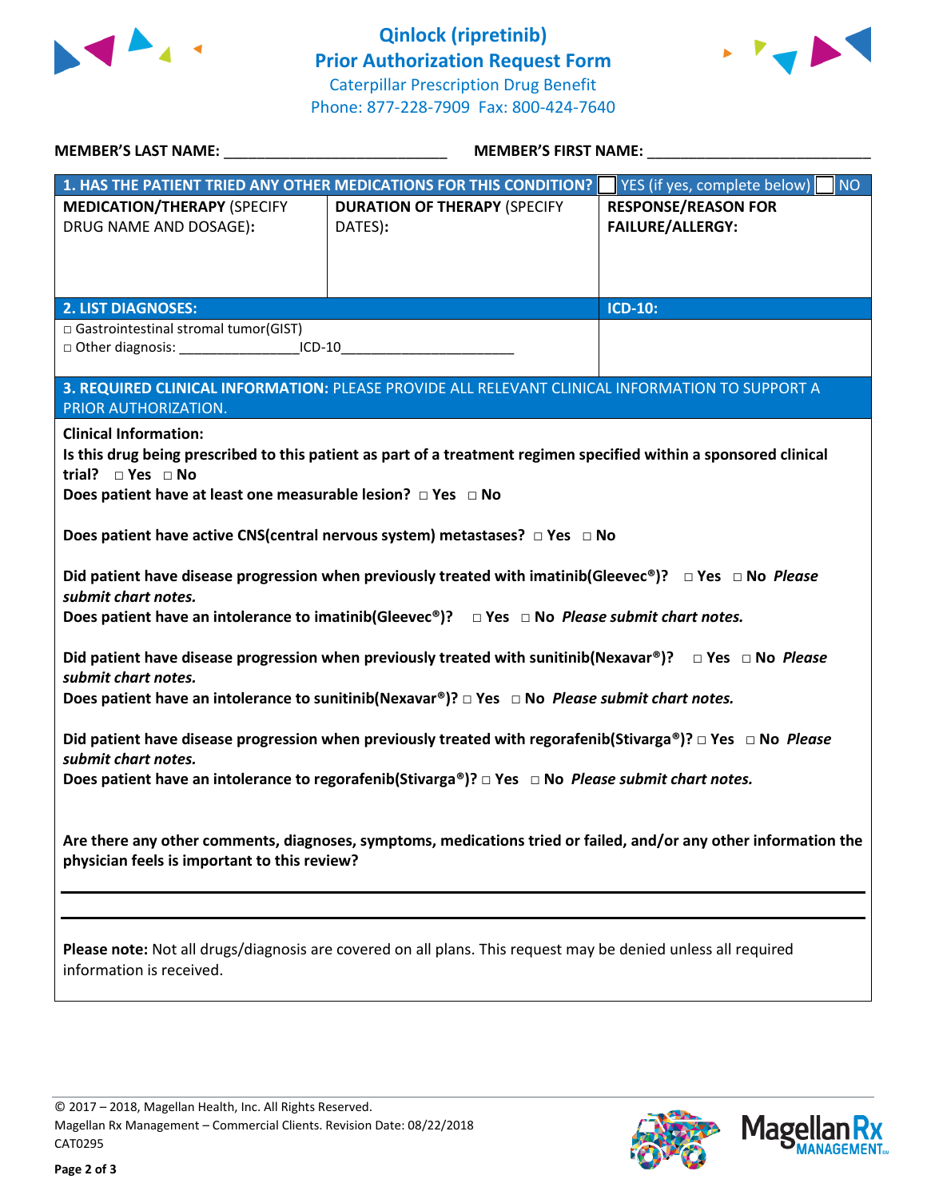# Qinlock (ripretinib)
## Prior Authorization Request Form

Caterpillar Prescription Drug Benefit
Phone: 877-228-7909 Fax: 800-424-7640

**MEMBER'S LAST NAME:** ___________________________ **MEMBER'S FIRST NAME:** ___________________________

| **1. HAS THE PATIENT TRIED ANY OTHER MEDICATIONS FOR THIS CONDITION?** | | ☐ YES (if yes, complete below) ☐ NO |
|---|---|---|
| **MEDICATION/THERAPY** (SPECIFY DRUG NAME AND DOSAGE): | **DURATION OF THERAPY** (SPECIFY DATES): | **RESPONSE/REASON FOR FAILURE/ALLERGY:** |
| | | |

| **2. LIST DIAGNOSES:** | **ICD-10:** |
|---|---|
| □ Gastrointestinal stromal tumor(GIST)<br>□ Other diagnosis: _______________ICD-10______________________ | |

**3. REQUIRED CLINICAL INFORMATION:** PLEASE PROVIDE ALL RELEVANT CLINICAL INFORMATION TO SUPPORT A PRIOR AUTHORIZATION.

**Clinical Information:**

**Is this drug being prescribed to this patient as part of a treatment regimen specified within a sponsored clinical trial?** □ **Yes** □ **No**

**Does patient have at least one measurable lesion?** □ **Yes** □ **No**

**Does patient have active CNS(central nervous system) metastases?** □ **Yes** □ **No**

**Did patient have disease progression when previously treated with imatinib(Gleevec®)?** □ **Yes** □ **No** ***Please submit chart notes.***

**Does patient have an intolerance to imatinib(Gleevec®)?** □ **Yes** □ **No** ***Please submit chart notes.***

**Did patient have disease progression when previously treated with sunitinib(Nexavar®)?** □ **Yes** □ **No** ***Please submit chart notes.***

**Does patient have an intolerance to sunitinib(Nexavar®)?** □ **Yes** □ **No** ***Please submit chart notes.***

**Did patient have disease progression when previously treated with regorafenib(Stivarga®)?** □ **Yes** □ **No** ***Please submit chart notes.***

**Does patient have an intolerance to regorafenib(Stivarga®)?** □ **Yes** □ **No** ***Please submit chart notes.***

**Are there any other comments, diagnoses, symptoms, medications tried or failed, and/or any other information the physician feels is important to this review?**

___________________________________________________________________________

___________________________________________________________________________

**Please note:** Not all drugs/diagnosis are covered on all plans. This request may be denied unless all required information is received.

© 2017 – 2018, Magellan Health, Inc. All Rights Reserved.
Magellan Rx Management – Commercial Clients. Revision Date: 08/22/2018
CAT0295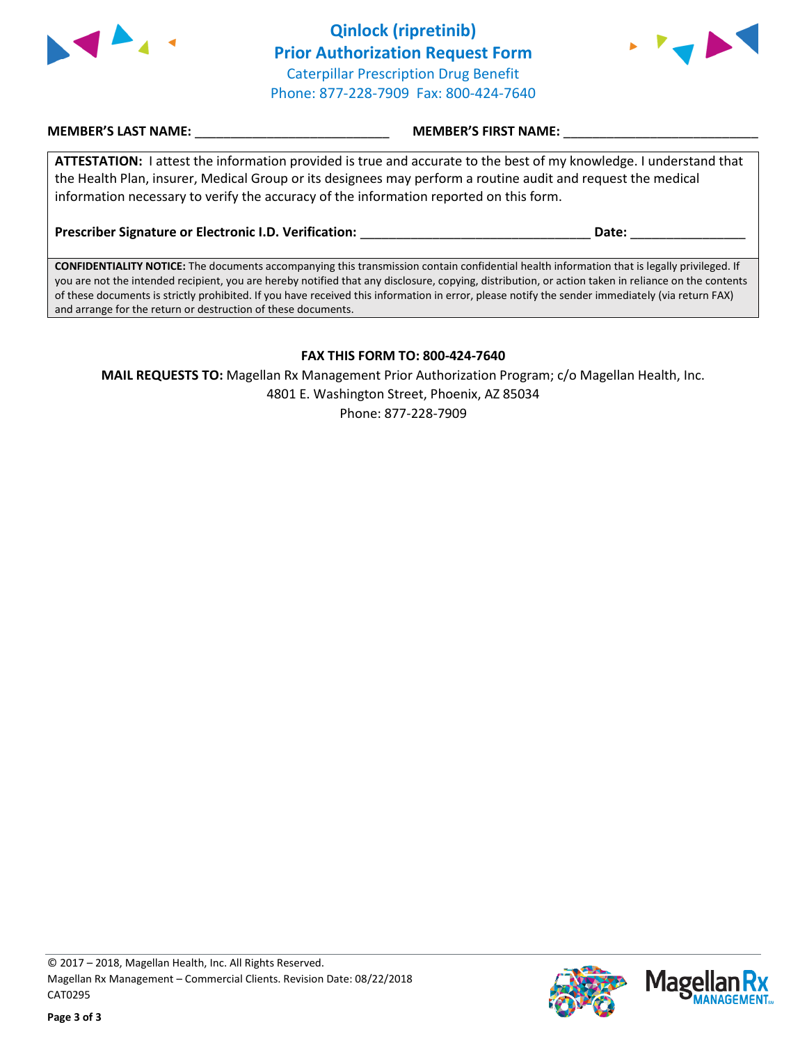MEMBER'S LAST NAME: ___________________________ MEMBER'S FIRST NAME: ___________________________

**ATTESTATION:** I attest the information provided is true and accurate to the best of my knowledge. I understand that the Health Plan, insurer, Medical Group or its designees may perform a routine audit and request the medical information necessary to verify the accuracy of the information reported on this form.

**Prescriber Signature or Electronic I.D. Verification:** _______________________________ **Date:** ________________

**CONFIDENTIALITY NOTICE:** The documents accompanying this transmission contain confidential health information that is legally privileged. If you are not the intended recipient, you are hereby notified that any disclosure, copying, distribution, or action taken in reliance on the contents of these documents is strictly prohibited. If you have received this information in error, please notify the sender immediately (via return FAX) and arrange for the return or destruction of these documents.

**FAX THIS FORM TO: 800-424-7640**

**MAIL REQUESTS TO:** Magellan Rx Management Prior Authorization Program; c/o Magellan Health, Inc.
4801 E. Washington Street, Phoenix, AZ 85034
Phone: 877-228-7909

© 2017 – 2018, Magellan Health, Inc. All Rights Reserved.
Magellan Rx Management – Commercial Clients. Revision Date: 08/22/2018
CAT0295